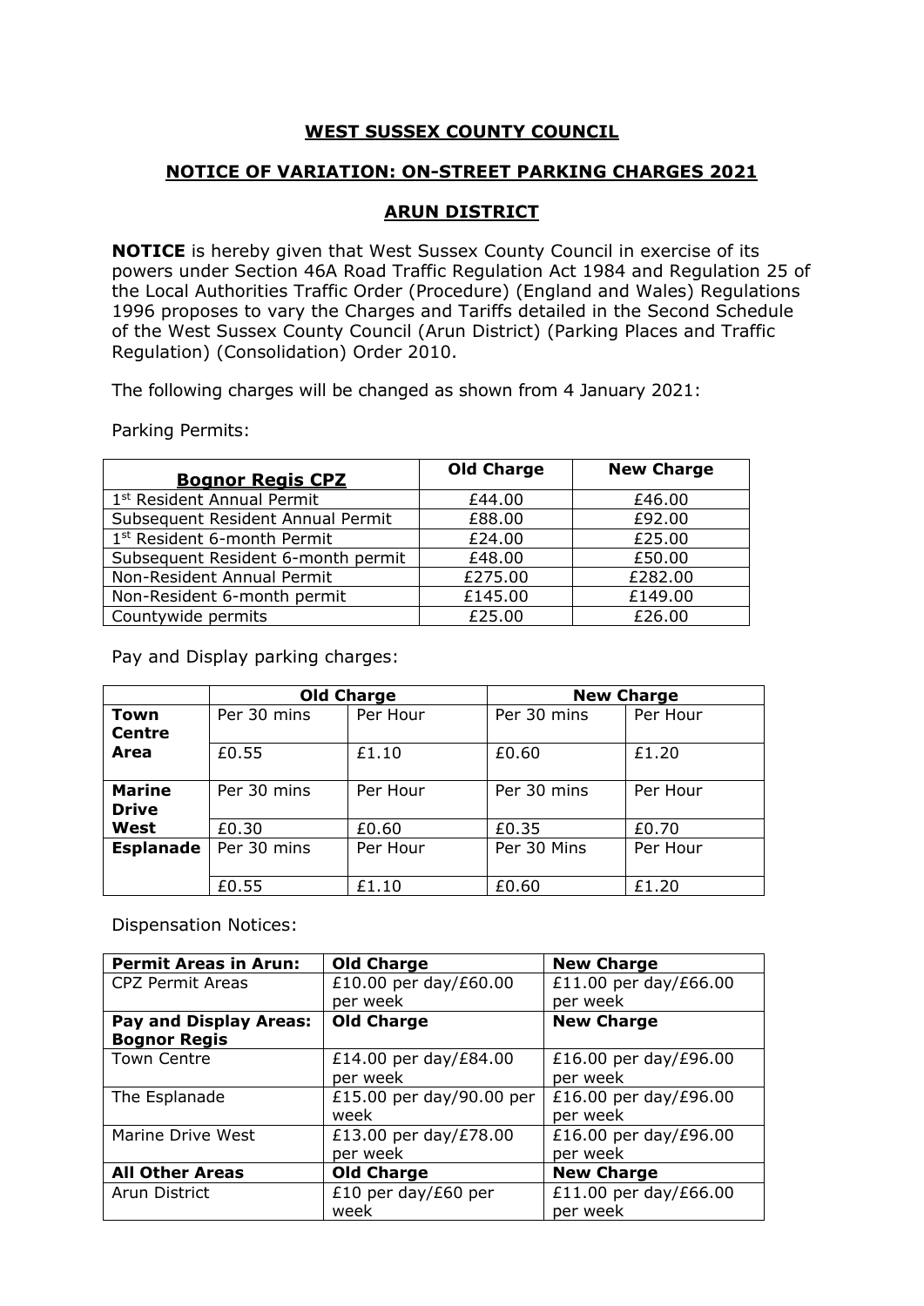# WEST SUSSEX COUNTY COUNCIL

## NOTICE OF VARIATION: ON-STREET PARKING CHARGES 2021

## ARUN DISTRICT

**NOTICE** is hereby given that West Sussex County Council in exercise of its powers under Section 46A Road Traffic Regulation Act 1984 and Regulation 25 of the Local Authorities Traffic Order (Procedure) (England and Wales) Regulations 1996 proposes to vary the Charges and Tariffs detailed in the Second Schedule of the West Sussex County Council (Arun District) (Parking Places and Traffic Regulation) (Consolidation) Order 2010.

The following charges will be changed as shown from 4 January 2021:

Parking Permits:

| **Bognor Regis CPZ** | **Old Charge** | **New Charge** |
|---|---|---|
| 1st Resident Annual Permit | £44.00 | £46.00 |
| Subsequent Resident Annual Permit | £88.00 | £92.00 |
| 1st Resident 6-month Permit | £24.00 | £25.00 |
| Subsequent Resident 6-month permit | £48.00 | £50.00 |
| Non-Resident Annual Permit | £275.00 | £282.00 |
| Non-Resident 6-month permit | £145.00 | £149.00 |
| Countywide permits | £25.00 | £26.00 |

Pay and Display parking charges:

| | **Old Charge** | | **New Charge** | |
|---|---|---|---|---|
| **Town Centre Area** | Per 30 mins | Per Hour | Per 30 mins | Per Hour |
| | £0.55 | £1.10 | £0.60 | £1.20 |
| **Marine Drive West** | Per 30 mins | Per Hour | Per 30 mins | Per Hour |
| | £0.30 | £0.60 | £0.35 | £0.70 |
| **Esplanade** | Per 30 mins | Per Hour | Per 30 Mins | Per Hour |
| | £0.55 | £1.10 | £0.60 | £1.20 |

Dispensation Notices:

| **Permit Areas in Arun:** | **Old Charge** | **New Charge** |
|---|---|---|
| CPZ Permit Areas | £10.00 per day/£60.00 per week | £11.00 per day/£66.00 per week |
| **Pay and Display Areas: Bognor Regis** | **Old Charge** | **New Charge** |
| Town Centre | £14.00 per day/£84.00 per week | £16.00 per day/£96.00 per week |
| The Esplanade | £15.00 per day/90.00 per week | £16.00 per day/£96.00 per week |
| Marine Drive West | £13.00 per day/£78.00 per week | £16.00 per day/£96.00 per week |
| **All Other Areas** | **Old Charge** | **New Charge** |
| Arun District | £10 per day/£60 per week | £11.00 per day/£66.00 per week |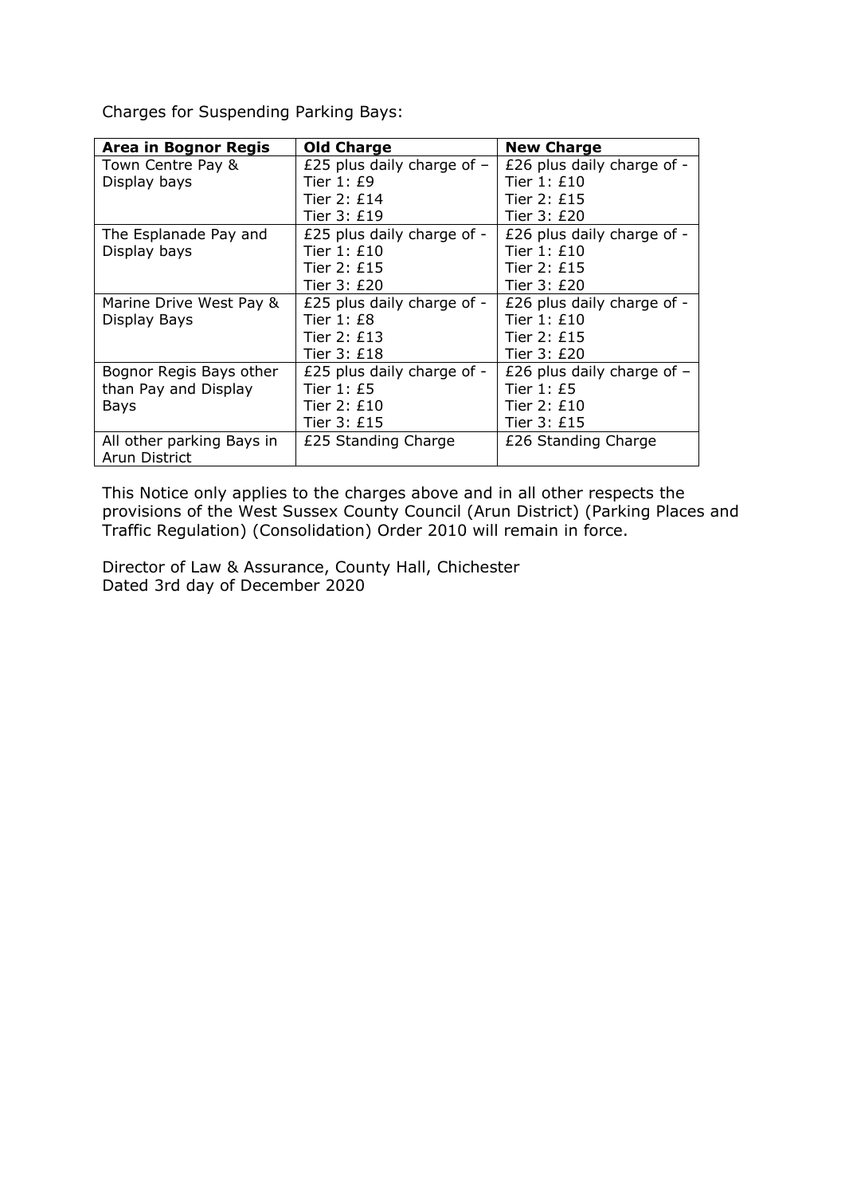Charges for Suspending Parking Bays:

| **Area in Bognor Regis** | **Old Charge** | **New Charge** |
|---|---|---|
| Town Centre Pay & Display bays | £25 plus daily charge of – Tier 1: £9 Tier 2: £14 Tier 3: £19 | £26 plus daily charge of - Tier 1: £10 Tier 2: £15 Tier 3: £20 |
| The Esplanade Pay and Display bays | £25 plus daily charge of - Tier 1: £10 Tier 2: £15 Tier 3: £20 | £26 plus daily charge of - Tier 1: £10 Tier 2: £15 Tier 3: £20 |
| Marine Drive West Pay & Display Bays | £25 plus daily charge of - Tier 1: £8 Tier 2: £13 Tier 3: £18 | £26 plus daily charge of - Tier 1: £10 Tier 2: £15 Tier 3: £20 |
| Bognor Regis Bays other than Pay and Display Bays | £25 plus daily charge of - Tier 1: £5 Tier 2: £10 Tier 3: £15 | £26 plus daily charge of – Tier 1: £5 Tier 2: £10 Tier 3: £15 |
| All other parking Bays in Arun District | £25 Standing Charge | £26 Standing Charge |

This Notice only applies to the charges above and in all other respects the provisions of the West Sussex County Council (Arun District) (Parking Places and Traffic Regulation) (Consolidation) Order 2010 will remain in force.

Director of Law & Assurance, County Hall, Chichester
Dated 3rd day of December 2020